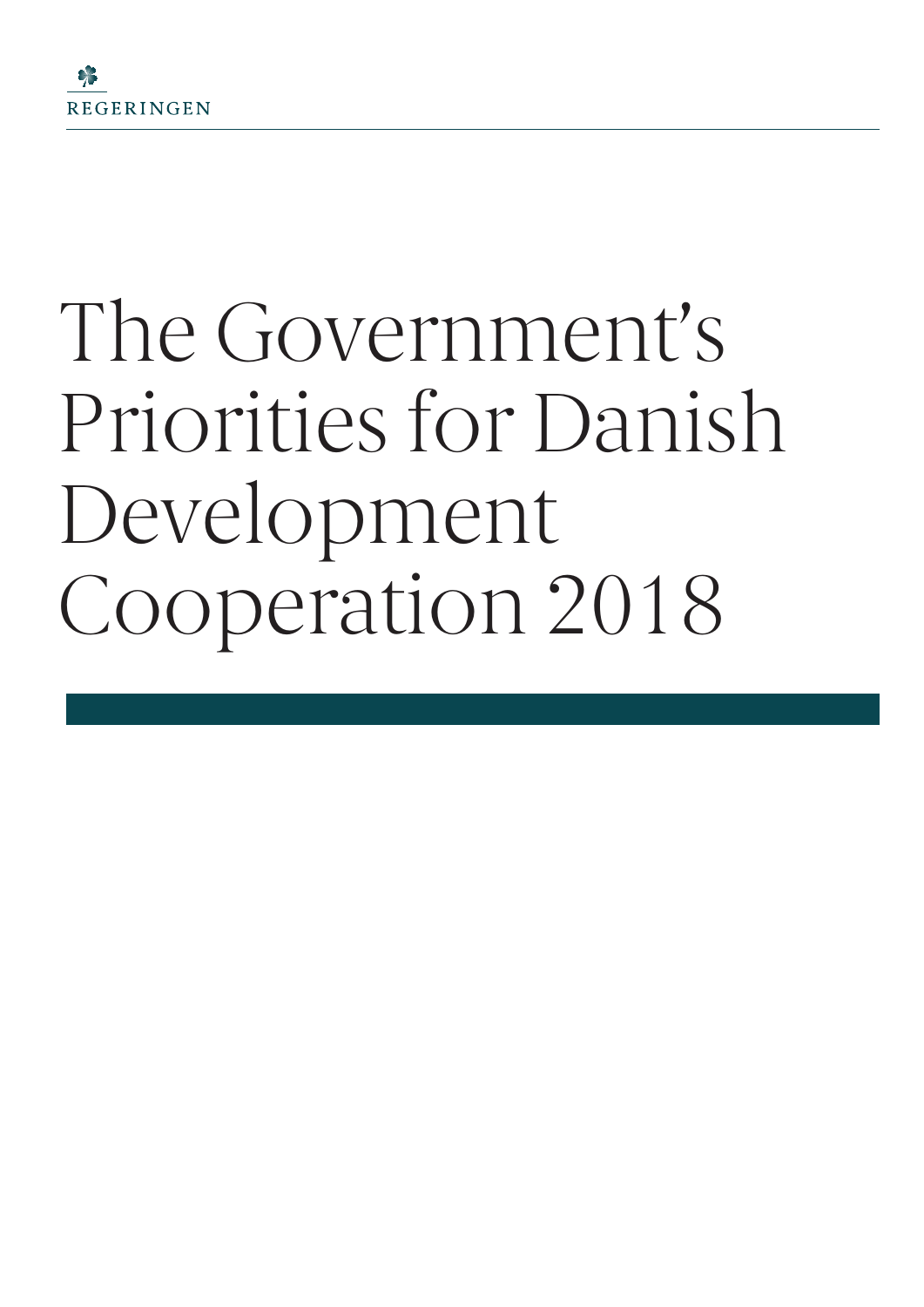REGERINGEN

# The Government's Priorities for Danish Development Cooperation 2018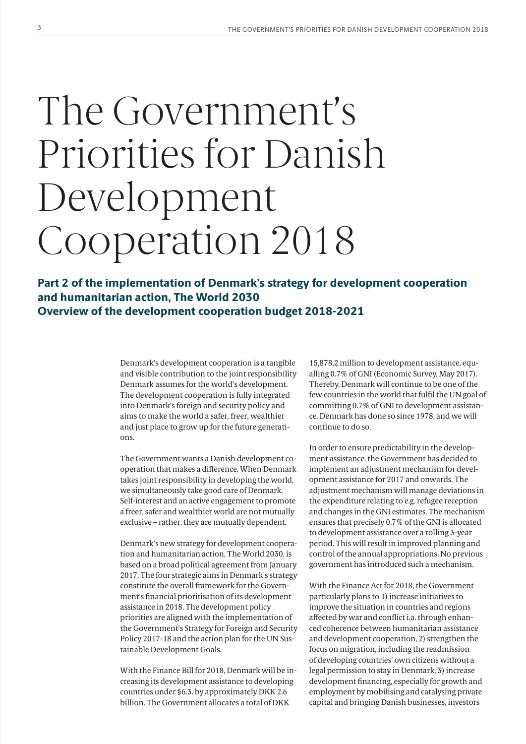# The Government's Priorities for Danish Development Cooperation 2018

**Part 2 of the implementation of Denmark's strategy for development cooperation and humanitarian action, The World 2030**
**Overview of the development cooperation budget 2018-2021**

Denmark's development cooperation is a tangible and visible contribution to the joint responsibility Denmark assumes for the world's development. The development cooperation is fully integrated into Denmark's foreign and security policy and aims to make the world a safer, freer, wealthier and just place to grow up for the future generations.

The Government wants a Danish development cooperation that makes a difference. When Denmark takes joint responsibility in developing the world, we simultaneously take good care of Denmark. Self-interest and an active engagement to promote a freer, safer and wealthier world are not mutually exclusive – rather, they are mutually dependent.

Denmark's new strategy for development cooperation and humanitarian action, The World 2030, is based on a broad political agreement from January 2017. The four strategic aims in Denmark's strategy constitute the overall framework for the Government's financial prioritisation of its development assistance in 2018. The development policy priorities are aligned with the implementation of the Government's Strategy for Foreign and Security Policy 2017-18 and the action plan for the UN Sustainable Development Goals.

With the Finance Bill for 2018, Denmark will be increasing its development assistance to developing countries under §6.3. by approximately DKK 2.6 billion. The Government allocates a total of DKK 15,878.2 million to development assistance, equalling 0.7% of GNI (Economic Survey, May 2017). Thereby, Denmark will continue to be one of the few countries in the world that fulfil the UN goal of committing 0.7% of GNI to development assistance. Denmark has done so since 1978, and we will continue to do so.

In order to ensure predictability in the development assistance, the Government has decided to implement an adjustment mechanism for development assistance for 2017 and onwards. The adjustment mechanism will manage deviations in the expenditure relating to e.g. refugee reception and changes in the GNI estimates. The mechanism ensures that precisely 0.7% of the GNI is allocated to development assistance over a rolling 3-year period. This will result in improved planning and control of the annual appropriations. No previous government has introduced such a mechanism.

With the Finance Act for 2018, the Government particularly plans to 1) increase initiatives to improve the situation in countries and regions affected by war and conflict i.a. through enhanced coherence between humanitarian assistance and development cooperation, 2) strengthen the focus on migration, including the readmission of developing countries' own citizens without a legal permission to stay in Denmark, 3) increase development financing, especially for growth and employment by mobilising and catalysing private capital and bringing Danish businesses, investors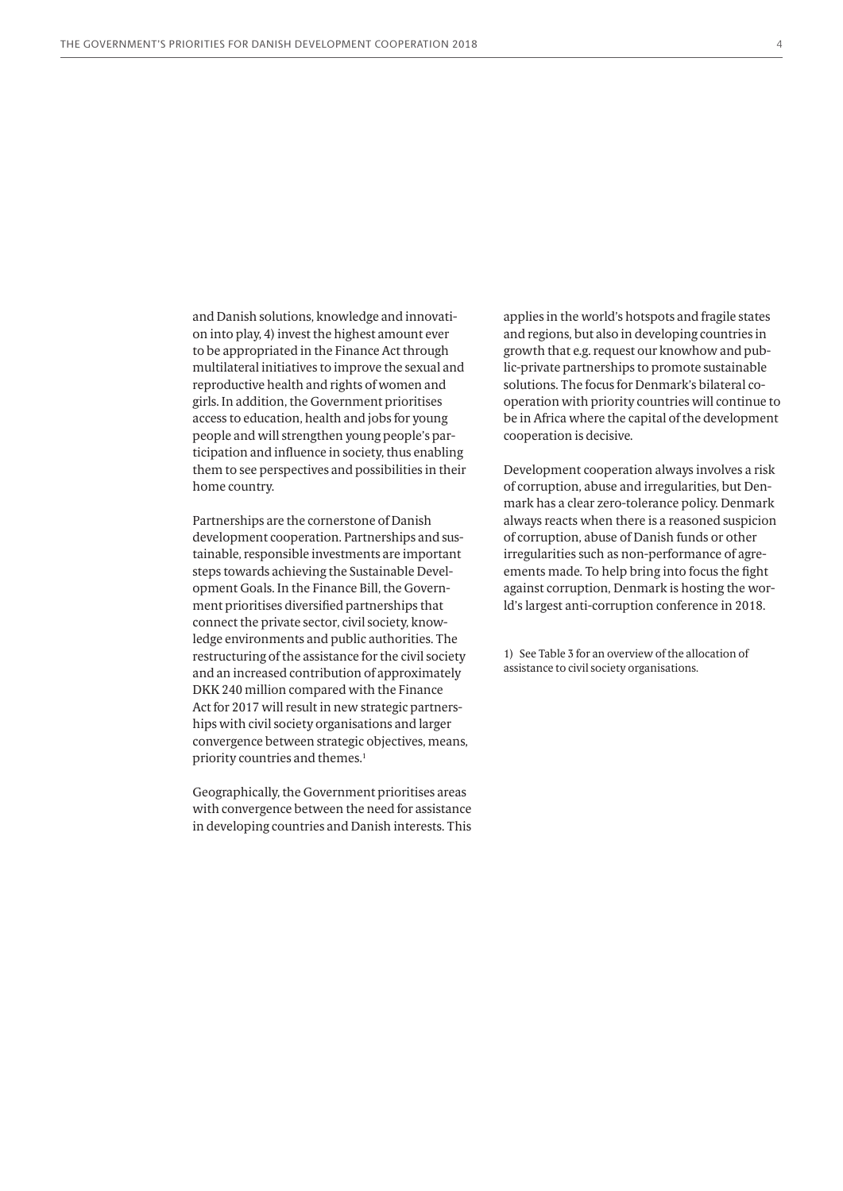and Danish solutions, knowledge and innovation into play, 4) invest the highest amount ever to be appropriated in the Finance Act through multilateral initiatives to improve the sexual and reproductive health and rights of women and girls. In addition, the Government prioritises access to education, health and jobs for young people and will strengthen young people's participation and influence in society, thus enabling them to see perspectives and possibilities in their home country.

Partnerships are the cornerstone of Danish development cooperation. Partnerships and sustainable, responsible investments are important steps towards achieving the Sustainable Development Goals. In the Finance Bill, the Government prioritises diversified partnerships that connect the private sector, civil society, knowledge environments and public authorities. The restructuring of the assistance for the civil society and an increased contribution of approximately DKK 240 million compared with the Finance Act for 2017 will result in new strategic partnerships with civil society organisations and larger convergence between strategic objectives, means, priority countries and themes.[1]

Geographically, the Government prioritises areas with convergence between the need for assistance in developing countries and Danish interests. This applies in the world's hotspots and fragile states and regions, but also in developing countries in growth that e.g. request our knowhow and public-private partnerships to promote sustainable solutions. The focus for Denmark's bilateral cooperation with priority countries will continue to be in Africa where the capital of the development cooperation is decisive.

Development cooperation always involves a risk of corruption, abuse and irregularities, but Denmark has a clear zero-tolerance policy. Denmark always reacts when there is a reasoned suspicion of corruption, abuse of Danish funds or other irregularities such as non-performance of agreements made. To help bring into focus the fight against corruption, Denmark is hosting the world's largest anti-corruption conference in 2018.

1) See Table 3 for an overview of the allocation of assistance to civil society organisations.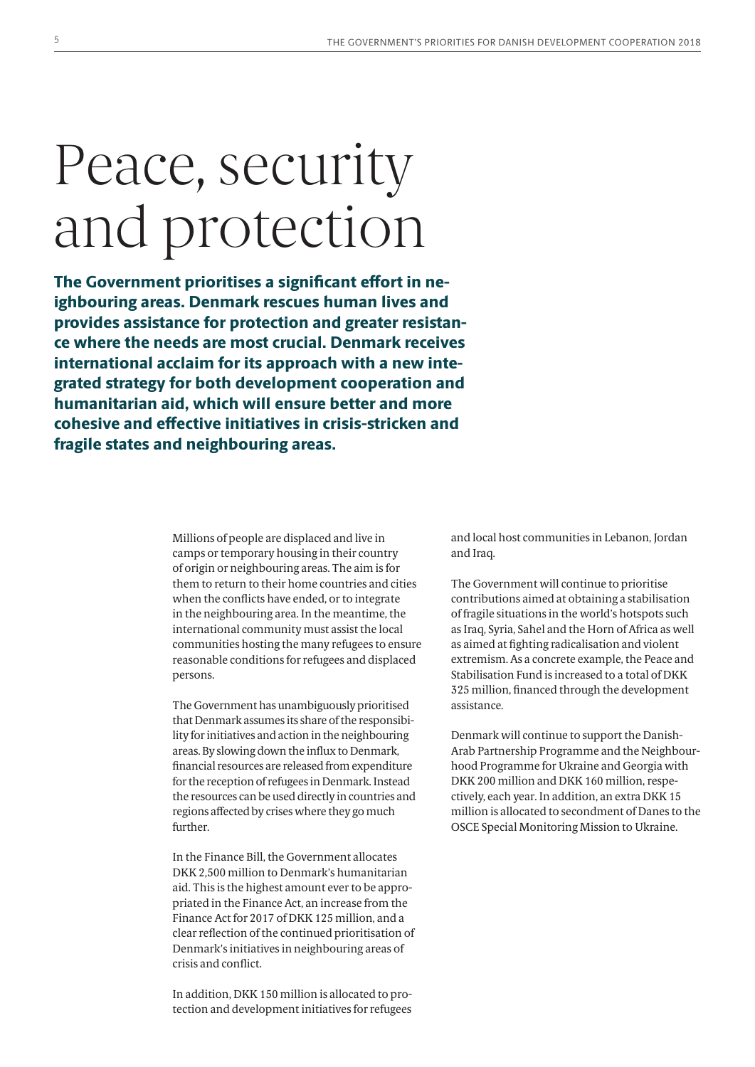# Peace, security and protection

**The Government prioritises a significant effort in neighbouring areas. Denmark rescues human lives and provides assistance for protection and greater resistance where the needs are most crucial. Denmark receives international acclaim for its approach with a new integrated strategy for both development cooperation and humanitarian aid, which will ensure better and more cohesive and effective initiatives in crisis-stricken and fragile states and neighbouring areas.**

Millions of people are displaced and live in camps or temporary housing in their country of origin or neighbouring areas. The aim is for them to return to their home countries and cities when the conflicts have ended, or to integrate in the neighbouring area. In the meantime, the international community must assist the local communities hosting the many refugees to ensure reasonable conditions for refugees and displaced persons.

The Government has unambiguously prioritised that Denmark assumes its share of the responsibility for initiatives and action in the neighbouring areas. By slowing down the influx to Denmark, financial resources are released from expenditure for the reception of refugees in Denmark. Instead the resources can be used directly in countries and regions affected by crises where they go much further.

In the Finance Bill, the Government allocates DKK 2,500 million to Denmark's humanitarian aid. This is the highest amount ever to be appropriated in the Finance Act, an increase from the Finance Act for 2017 of DKK 125 million, and a clear reflection of the continued prioritisation of Denmark's initiatives in neighbouring areas of crisis and conflict.

In addition, DKK 150 million is allocated to protection and development initiatives for refugees and local host communities in Lebanon, Jordan and Iraq.

The Government will continue to prioritise contributions aimed at obtaining a stabilisation of fragile situations in the world's hotspots such as Iraq, Syria, Sahel and the Horn of Africa as well as aimed at fighting radicalisation and violent extremism. As a concrete example, the Peace and Stabilisation Fund is increased to a total of DKK 325 million, financed through the development assistance.

Denmark will continue to support the Danish-Arab Partnership Programme and the Neighbourhood Programme for Ukraine and Georgia with DKK 200 million and DKK 160 million, respectively, each year. In addition, an extra DKK 15 million is allocated to secondment of Danes to the OSCE Special Monitoring Mission to Ukraine.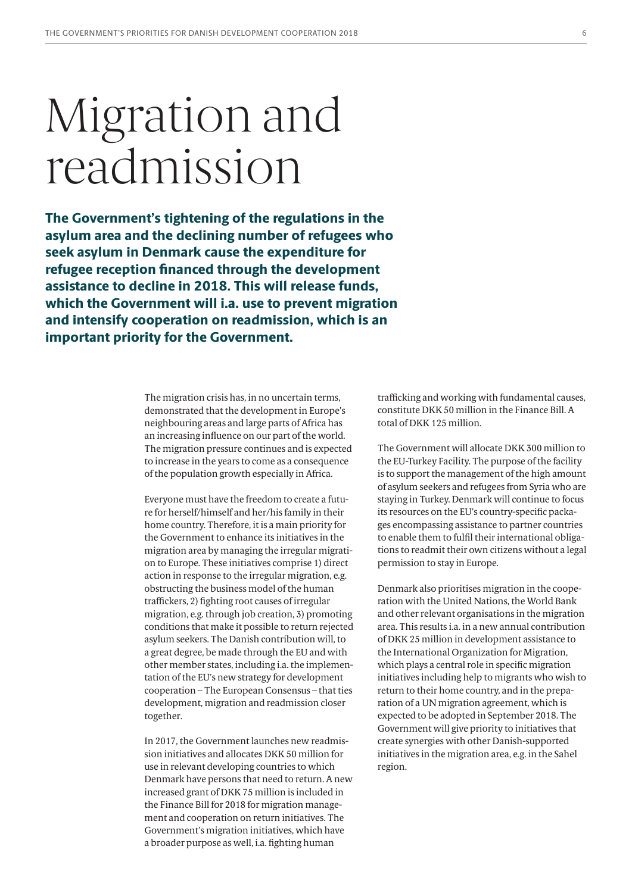# Migration and readmission

**The Government's tightening of the regulations in the asylum area and the declining number of refugees who seek asylum in Denmark cause the expenditure for refugee reception financed through the development assistance to decline in 2018. This will release funds, which the Government will i.a. use to prevent migration and intensify cooperation on readmission, which is an important priority for the Government.**

The migration crisis has, in no uncertain terms, demonstrated that the development in Europe's neighbouring areas and large parts of Africa has an increasing influence on our part of the world. The migration pressure continues and is expected to increase in the years to come as a consequence of the population growth especially in Africa.

Everyone must have the freedom to create a future for herself/himself and her/his family in their home country. Therefore, it is a main priority for the Government to enhance its initiatives in the migration area by managing the irregular migration to Europe. These initiatives comprise 1) direct action in response to the irregular migration, e.g. obstructing the business model of the human traffickers, 2) fighting root causes of irregular migration, e.g. through job creation, 3) promoting conditions that make it possible to return rejected asylum seekers. The Danish contribution will, to a great degree, be made through the EU and with other member states, including i.a. the implementation of the EU's new strategy for development cooperation – The European Consensus – that ties development, migration and readmission closer together.

In 2017, the Government launches new readmission initiatives and allocates DKK 50 million for use in relevant developing countries to which Denmark have persons that need to return. A new increased grant of DKK 75 million is included in the Finance Bill for 2018 for migration management and cooperation on return initiatives. The Government's migration initiatives, which have a broader purpose as well, i.a. fighting human trafficking and working with fundamental causes, constitute DKK 50 million in the Finance Bill. A total of DKK 125 million.

The Government will allocate DKK 300 million to the EU-Turkey Facility. The purpose of the facility is to support the management of the high amount of asylum seekers and refugees from Syria who are staying in Turkey. Denmark will continue to focus its resources on the EU's country-specific packages encompassing assistance to partner countries to enable them to fulfil their international obligations to readmit their own citizens without a legal permission to stay in Europe.

Denmark also prioritises migration in the cooperation with the United Nations, the World Bank and other relevant organisations in the migration area. This results i.a. in a new annual contribution of DKK 25 million in development assistance to the International Organization for Migration, which plays a central role in specific migration initiatives including help to migrants who wish to return to their home country, and in the preparation of a UN migration agreement, which is expected to be adopted in September 2018. The Government will give priority to initiatives that create synergies with other Danish-supported initiatives in the migration area, e.g. in the Sahel region.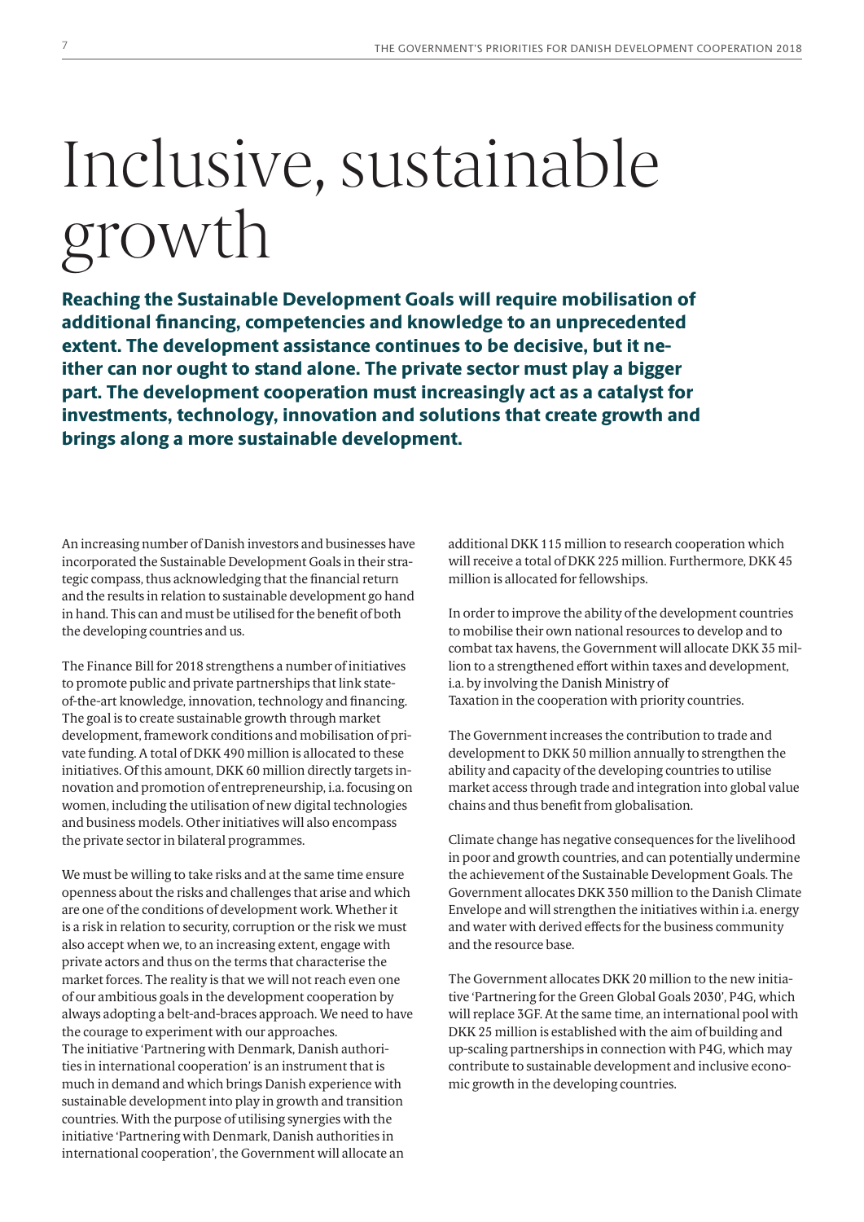# Inclusive, sustainable growth

**Reaching the Sustainable Development Goals will require mobilisation of additional financing, competencies and knowledge to an unprecedented extent. The development assistance continues to be decisive, but it neither can nor ought to stand alone. The private sector must play a bigger part. The development cooperation must increasingly act as a catalyst for investments, technology, innovation and solutions that create growth and brings along a more sustainable development.**

An increasing number of Danish investors and businesses have incorporated the Sustainable Development Goals in their strategic compass, thus acknowledging that the financial return and the results in relation to sustainable development go hand in hand. This can and must be utilised for the benefit of both the developing countries and us.

The Finance Bill for 2018 strengthens a number of initiatives to promote public and private partnerships that link state-of-the-art knowledge, innovation, technology and financing. The goal is to create sustainable growth through market development, framework conditions and mobilisation of private funding. A total of DKK 490 million is allocated to these initiatives. Of this amount, DKK 60 million directly targets innovation and promotion of entrepreneurship, i.a. focusing on women, including the utilisation of new digital technologies and business models. Other initiatives will also encompass the private sector in bilateral programmes.

We must be willing to take risks and at the same time ensure openness about the risks and challenges that arise and which are one of the conditions of development work. Whether it is a risk in relation to security, corruption or the risk we must also accept when we, to an increasing extent, engage with private actors and thus on the terms that characterise the market forces. The reality is that we will not reach even one of our ambitious goals in the development cooperation by always adopting a belt-and-braces approach. We need to have the courage to experiment with our approaches.
The initiative 'Partnering with Denmark, Danish authorities in international cooperation' is an instrument that is much in demand and which brings Danish experience with sustainable development into play in growth and transition countries. With the purpose of utilising synergies with the initiative 'Partnering with Denmark, Danish authorities in international cooperation', the Government will allocate an additional DKK 115 million to research cooperation which will receive a total of DKK 225 million. Furthermore, DKK 45 million is allocated for fellowships.

In order to improve the ability of the development countries to mobilise their own national resources to develop and to combat tax havens, the Government will allocate DKK 35 million to a strengthened effort within taxes and development, i.a. by involving the Danish Ministry of Taxation in the cooperation with priority countries.

The Government increases the contribution to trade and development to DKK 50 million annually to strengthen the ability and capacity of the developing countries to utilise market access through trade and integration into global value chains and thus benefit from globalisation.

Climate change has negative consequences for the livelihood in poor and growth countries, and can potentially undermine the achievement of the Sustainable Development Goals. The Government allocates DKK 350 million to the Danish Climate Envelope and will strengthen the initiatives within i.a. energy and water with derived effects for the business community and the resource base.

The Government allocates DKK 20 million to the new initiative 'Partnering for the Green Global Goals 2030', P4G, which will replace 3GF. At the same time, an international pool with DKK 25 million is established with the aim of building and up-scaling partnerships in connection with P4G, which may contribute to sustainable development and inclusive economic growth in the developing countries.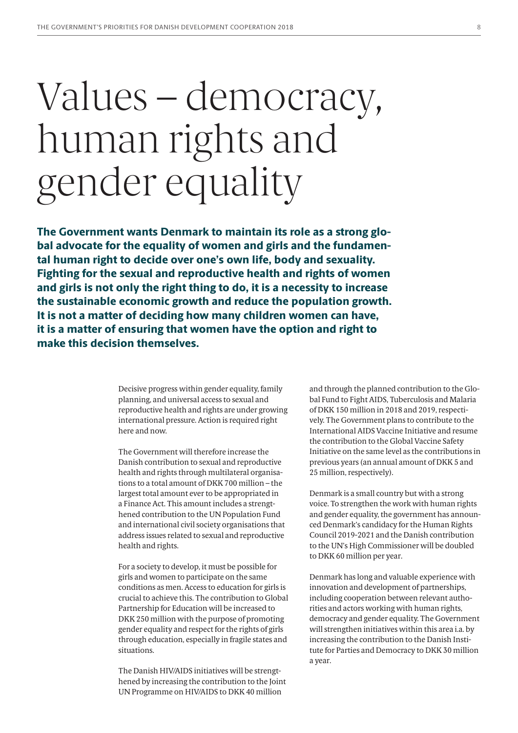# Values – democracy, human rights and gender equality

**The Government wants Denmark to maintain its role as a strong global advocate for the equality of women and girls and the fundamental human right to decide over one's own life, body and sexuality. Fighting for the sexual and reproductive health and rights of women and girls is not only the right thing to do, it is a necessity to increase the sustainable economic growth and reduce the population growth. It is not a matter of deciding how many children women can have, it is a matter of ensuring that women have the option and right to make this decision themselves.**

Decisive progress within gender equality, family planning, and universal access to sexual and reproductive health and rights are under growing international pressure. Action is required right here and now.

The Government will therefore increase the Danish contribution to sexual and reproductive health and rights through multilateral organisations to a total amount of DKK 700 million – the largest total amount ever to be appropriated in a Finance Act. This amount includes a strengthened contribution to the UN Population Fund and international civil society organisations that address issues related to sexual and reproductive health and rights.

For a society to develop, it must be possible for girls and women to participate on the same conditions as men. Access to education for girls is crucial to achieve this. The contribution to Global Partnership for Education will be increased to DKK 250 million with the purpose of promoting gender equality and respect for the rights of girls through education, especially in fragile states and situations.

The Danish HIV/AIDS initiatives will be strengthened by increasing the contribution to the Joint UN Programme on HIV/AIDS to DKK 40 million and through the planned contribution to the Global Fund to Fight AIDS, Tuberculosis and Malaria of DKK 150 million in 2018 and 2019, respectively. The Government plans to contribute to the International AIDS Vaccine Initiative and resume the contribution to the Global Vaccine Safety Initiative on the same level as the contributions in previous years (an annual amount of DKK 5 and 25 million, respectively).

Denmark is a small country but with a strong voice. To strengthen the work with human rights and gender equality, the government has announced Denmark's candidacy for the Human Rights Council 2019-2021 and the Danish contribution to the UN's High Commissioner will be doubled to DKK 60 million per year.

Denmark has long and valuable experience with innovation and development of partnerships, including cooperation between relevant authorities and actors working with human rights, democracy and gender equality. The Government will strengthen initiatives within this area i.a. by increasing the contribution to the Danish Institute for Parties and Democracy to DKK 30 million a year.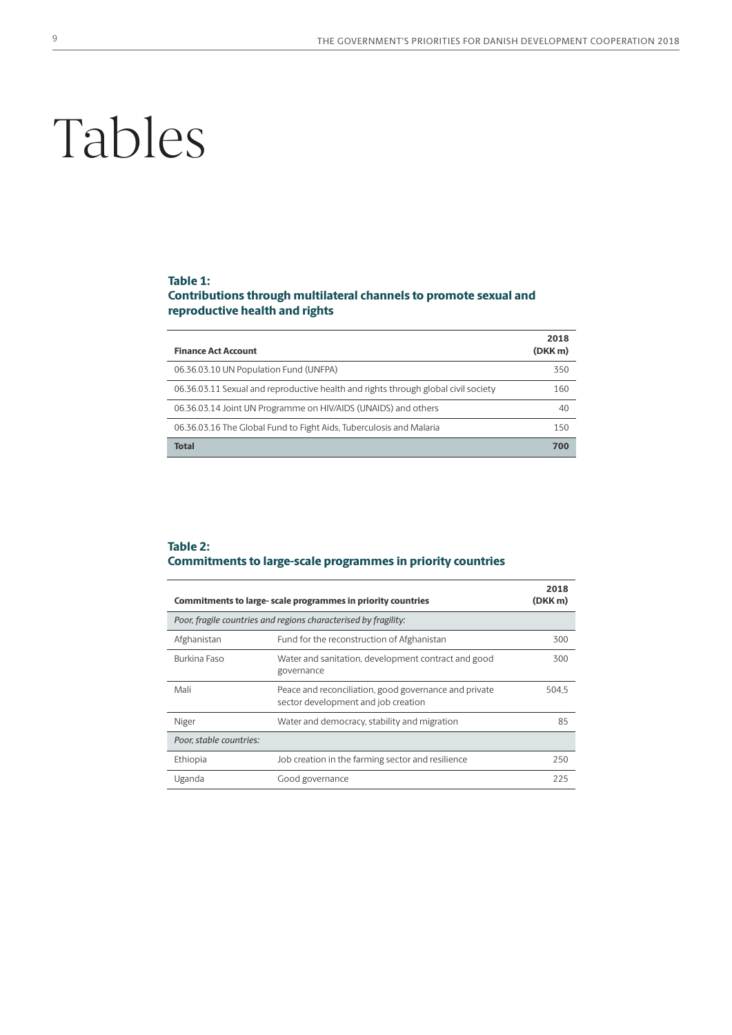# Tables

### Table 1:
### Contributions through multilateral channels to promote sexual and reproductive health and rights

| Finance Act Account | 2018 (DKK m) |
|---|---|
| 06.36.03.10 UN Population Fund (UNFPA) | 350 |
| 06.36.03.11 Sexual and reproductive health and rights through global civil society | 160 |
| 06.36.03.14 Joint UN Programme on HIV/AIDS (UNAIDS) and others | 40 |
| 06.36.03.16 The Global Fund to Fight Aids, Tuberculosis and Malaria | 150 |
| **Total** | **700** |

### Table 2:
### Commitments to large-scale programmes in priority countries

| Commitments to large- scale programmes in priority countries | | 2018 (DKK m) |
|---|---|---|
| *Poor, fragile countries and regions characterised by fragility:* | | |
| Afghanistan | Fund for the reconstruction of Afghanistan | 300 |
| Burkina Faso | Water and sanitation, development contract and good governance | 300 |
| Mali | Peace and reconciliation, good governance and private sector development and job creation | 504,5 |
| Niger | Water and democracy, stability and migration | 85 |
| *Poor, stable countries:* | | |
| Ethiopia | Job creation in the farming sector and resilience | 250 |
| Uganda | Good governance | 225 |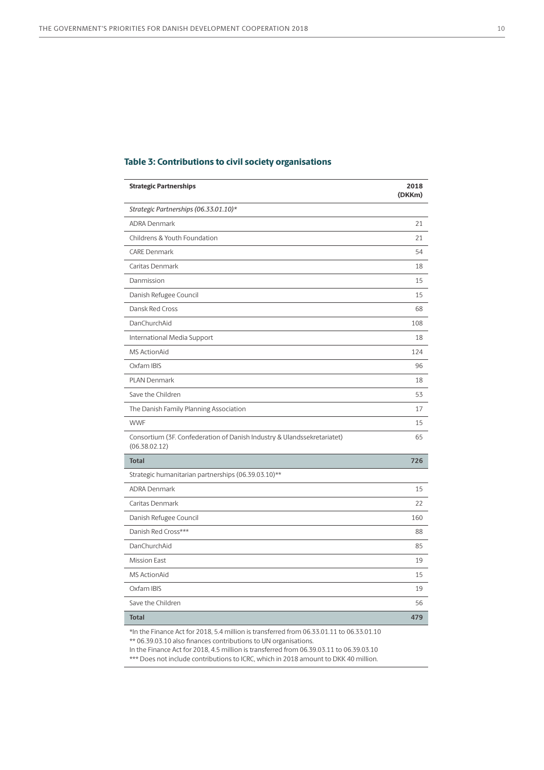### Table 3: Contributions to civil society organisations

| Strategic Partnerships | 2018 (DKKm) |
|---|---|
| *Strategic Partnerships (06.33.01.10)** | |
| ADRA Denmark | 21 |
| Childrens & Youth Foundation | 21 |
| CARE Denmark | 54 |
| Caritas Denmark | 18 |
| Danmission | 15 |
| Danish Refugee Council | 15 |
| Dansk Red Cross | 68 |
| DanChurchAid | 108 |
| International Media Support | 18 |
| MS ActionAid | 124 |
| Oxfam IBIS | 96 |
| PLAN Denmark | 18 |
| Save the Children | 53 |
| The Danish Family Planning Association | 17 |
| WWF | 15 |
| Consortium (3F. Confederation of Danish Industry & Ulandssekretariatet) (06.38.02.12) | 65 |
| **Total** | **726** |
| Strategic humanitarian partnerships (06.39.03.10)** | |
| ADRA Denmark | 15 |
| Caritas Denmark | 22 |
| Danish Refugee Council | 160 |
| Danish Red Cross*** | 88 |
| DanChurchAid | 85 |
| Mission East | 19 |
| MS ActionAid | 15 |
| Oxfam IBIS | 19 |
| Save the Children | 56 |
| **Total** | **479** |

*In the Finance Act for 2018, 5.4 million is transferred from 06.33.01.11 to 06.33.01.10
** 06.39.03.10 also finances contributions to UN organisations.
In the Finance Act for 2018, 4.5 million is transferred from 06.39.03.11 to 06.39.03.10
*** Does not include contributions to ICRC, which in 2018 amount to DKK 40 million.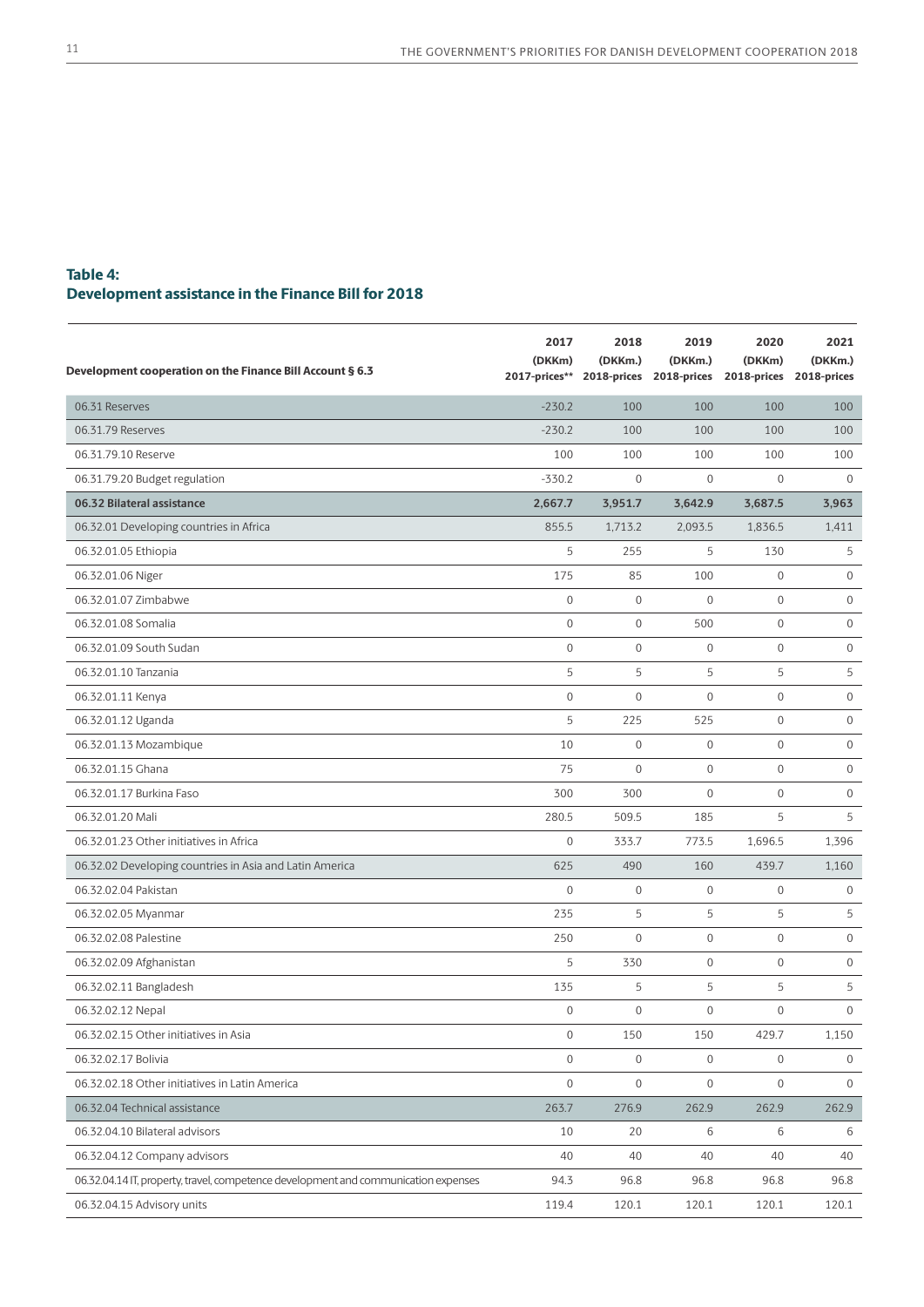### Table 4:
### Development assistance in the Finance Bill for 2018

| Development cooperation on the Finance Bill Account § 6.3 | 2017 (DKKm) 2017-prices** | 2018 (DKKm.) 2018-prices | 2019 (DKKm.) 2018-prices | 2020 (DKKm) 2018-prices | 2021 (DKKm.) 2018-prices |
|---|---|---|---|---|---|
| 06.31 Reserves | -230.2 | 100 | 100 | 100 | 100 |
| 06.31.79 Reserves | -230.2 | 100 | 100 | 100 | 100 |
| 06.31.79.10 Reserve | 100 | 100 | 100 | 100 | 100 |
| 06.31.79.20 Budget regulation | -330.2 | 0 | 0 | 0 | 0 |
| **06.32 Bilateral assistance** | **2,667.7** | **3,951.7** | **3,642.9** | **3,687.5** | **3,963** |
| 06.32.01 Developing countries in Africa | 855.5 | 1,713.2 | 2,093.5 | 1,836.5 | 1,411 |
| 06.32.01.05 Ethiopia | 5 | 255 | 5 | 130 | 5 |
| 06.32.01.06 Niger | 175 | 85 | 100 | 0 | 0 |
| 06.32.01.07 Zimbabwe | 0 | 0 | 0 | 0 | 0 |
| 06.32.01.08 Somalia | 0 | 0 | 500 | 0 | 0 |
| 06.32.01.09 South Sudan | 0 | 0 | 0 | 0 | 0 |
| 06.32.01.10 Tanzania | 5 | 5 | 5 | 5 | 5 |
| 06.32.01.11 Kenya | 0 | 0 | 0 | 0 | 0 |
| 06.32.01.12 Uganda | 5 | 225 | 525 | 0 | 0 |
| 06.32.01.13 Mozambique | 10 | 0 | 0 | 0 | 0 |
| 06.32.01.15 Ghana | 75 | 0 | 0 | 0 | 0 |
| 06.32.01.17 Burkina Faso | 300 | 300 | 0 | 0 | 0 |
| 06.32.01.20 Mali | 280.5 | 509.5 | 185 | 5 | 5 |
| 06.32.01.23 Other initiatives in Africa | 0 | 333.7 | 773.5 | 1,696.5 | 1,396 |
| 06.32.02 Developing countries in Asia and Latin America | 625 | 490 | 160 | 439.7 | 1,160 |
| 06.32.02.04 Pakistan | 0 | 0 | 0 | 0 | 0 |
| 06.32.02.05 Myanmar | 235 | 5 | 5 | 5 | 5 |
| 06.32.02.08 Palestine | 250 | 0 | 0 | 0 | 0 |
| 06.32.02.09 Afghanistan | 5 | 330 | 0 | 0 | 0 |
| 06.32.02.11 Bangladesh | 135 | 5 | 5 | 5 | 5 |
| 06.32.02.12 Nepal | 0 | 0 | 0 | 0 | 0 |
| 06.32.02.15 Other initiatives in Asia | 0 | 150 | 150 | 429.7 | 1,150 |
| 06.32.02.17 Bolivia | 0 | 0 | 0 | 0 | 0 |
| 06.32.02.18 Other initiatives in Latin America | 0 | 0 | 0 | 0 | 0 |
| 06.32.04 Technical assistance | 263.7 | 276.9 | 262.9 | 262.9 | 262.9 |
| 06.32.04.10 Bilateral advisors | 10 | 20 | 6 | 6 | 6 |
| 06.32.04.12 Company advisors | 40 | 40 | 40 | 40 | 40 |
| 06.32.04.14 IT, property, travel, competence development and communication expenses | 94.3 | 96.8 | 96.8 | 96.8 | 96.8 |
| 06.32.04.15 Advisory units | 119.4 | 120.1 | 120.1 | 120.1 | 120.1 |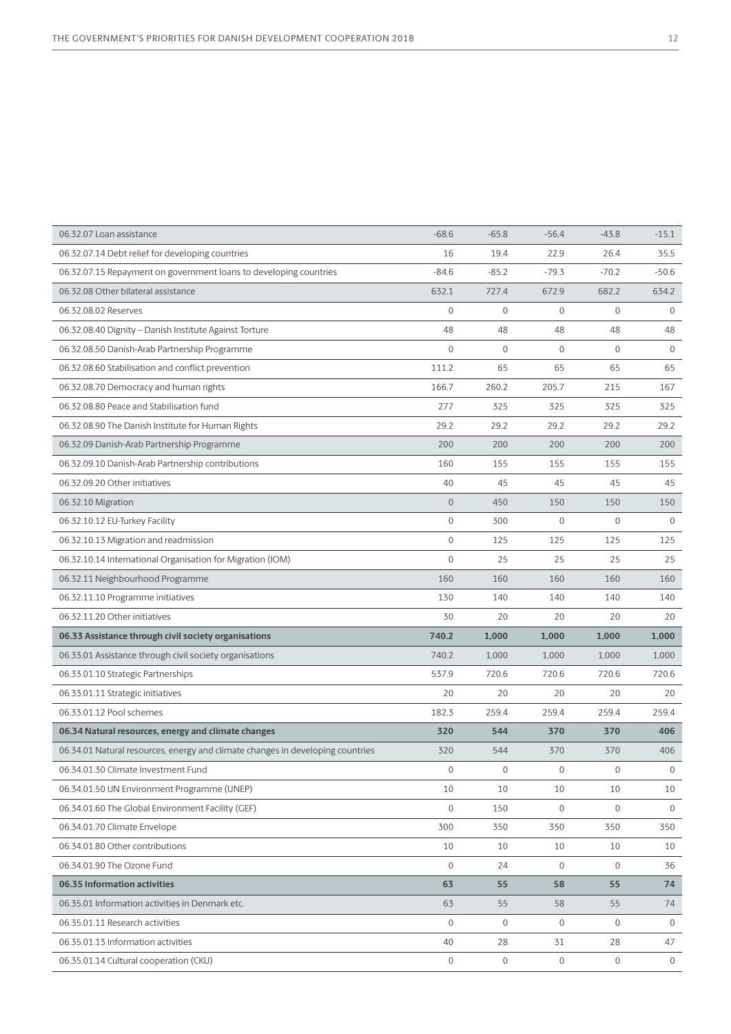| | | | | | |
|---|---|---|---|---|---|
| 06.32.07 Loan assistance | -68.6 | -65.8 | -56.4 | -43.8 | -15.1 |
| 06.32.07.14 Debt relief for developing countries | 16 | 19.4 | 22.9 | 26.4 | 35.5 |
| 06.32.07.15 Repayment on government loans to developing countries | -84.6 | -85.2 | -79.3 | -70.2 | -50.6 |
| 06.32.08 Other bilateral assistance | 632.1 | 727.4 | 672.9 | 682.2 | 634.2 |
| 06.32.08.02 Reserves | 0 | 0 | 0 | 0 | 0 |
| 06.32.08.40 Dignity – Danish Institute Against Torture | 48 | 48 | 48 | 48 | 48 |
| 06.32.08.50 Danish-Arab Partnership Programme | 0 | 0 | 0 | 0 | 0 |
| 06.32.08.60 Stabilisation and conflict prevention | 111.2 | 65 | 65 | 65 | 65 |
| 06.32.08.70 Democracy and human rights | 166.7 | 260.2 | 205.7 | 215 | 167 |
| 06.32.08.80 Peace and Stabilisation fund | 277 | 325 | 325 | 325 | 325 |
| 06.32.08.90 The Danish Institute for Human Rights | 29.2 | 29.2 | 29.2 | 29.2 | 29.2 |
| 06.32.09 Danish-Arab Partnership Programme | 200 | 200 | 200 | 200 | 200 |
| 06.32.09.10 Danish-Arab Partnership contributions | 160 | 155 | 155 | 155 | 155 |
| 06.32.09.20 Other initiatives | 40 | 45 | 45 | 45 | 45 |
| 06.32.10 Migration | 0 | 450 | 150 | 150 | 150 |
| 06.32.10.12 EU-Turkey Facility | 0 | 300 | 0 | 0 | 0 |
| 06.32.10.13 Migration and readmission | 0 | 125 | 125 | 125 | 125 |
| 06.32.10.14 International Organisation for Migration (IOM) | 0 | 25 | 25 | 25 | 25 |
| 06.32.11 Neighbourhood Programme | 160 | 160 | 160 | 160 | 160 |
| 06.32.11.10 Programme initiatives | 130 | 140 | 140 | 140 | 140 |
| 06.32.11.20 Other initiatives | 30 | 20 | 20 | 20 | 20 |
| **06.33 Assistance through civil society organisations** | **740.2** | **1,000** | **1,000** | **1,000** | **1,000** |
| 06.33.01 Assistance through civil society organisations | 740.2 | 1,000 | 1,000 | 1,000 | 1,000 |
| 06.33.01.10 Strategic Partnerships | 537.9 | 720.6 | 720.6 | 720.6 | 720.6 |
| 06.33.01.11 Strategic initiatives | 20 | 20 | 20 | 20 | 20 |
| 06.33.01.12 Pool schemes | 182.3 | 259.4 | 259.4 | 259.4 | 259.4 |
| **06.34 Natural resources, energy and climate changes** | **320** | **544** | **370** | **370** | **406** |
| 06.34.01 Natural resources, energy and climate changes in developing countries | 320 | 544 | 370 | 370 | 406 |
| 06.34.01.30 Climate Investment Fund | 0 | 0 | 0 | 0 | 0 |
| 06.34.01.50 UN Environment Programme (UNEP) | 10 | 10 | 10 | 10 | 10 |
| 06.34.01.60 The Global Environment Facility (GEF) | 0 | 150 | 0 | 0 | 0 |
| 06.34.01.70 Climate Envelope | 300 | 350 | 350 | 350 | 350 |
| 06.34.01.80 Other contributions | 10 | 10 | 10 | 10 | 10 |
| 06.34.01.90 The Ozone Fund | 0 | 24 | 0 | 0 | 36 |
| **06.35 Information activities** | **63** | **55** | **58** | **55** | **74** |
| 06.35.01 Information activities in Denmark etc. | 63 | 55 | 58 | 55 | 74 |
| 06.35.01.11 Research activities | 0 | 0 | 0 | 0 | 0 |
| 06.35.01.13 Information activities | 40 | 28 | 31 | 28 | 47 |
| 06.35.01.14 Cultural cooperation (CKU) | 0 | 0 | 0 | 0 | 0 |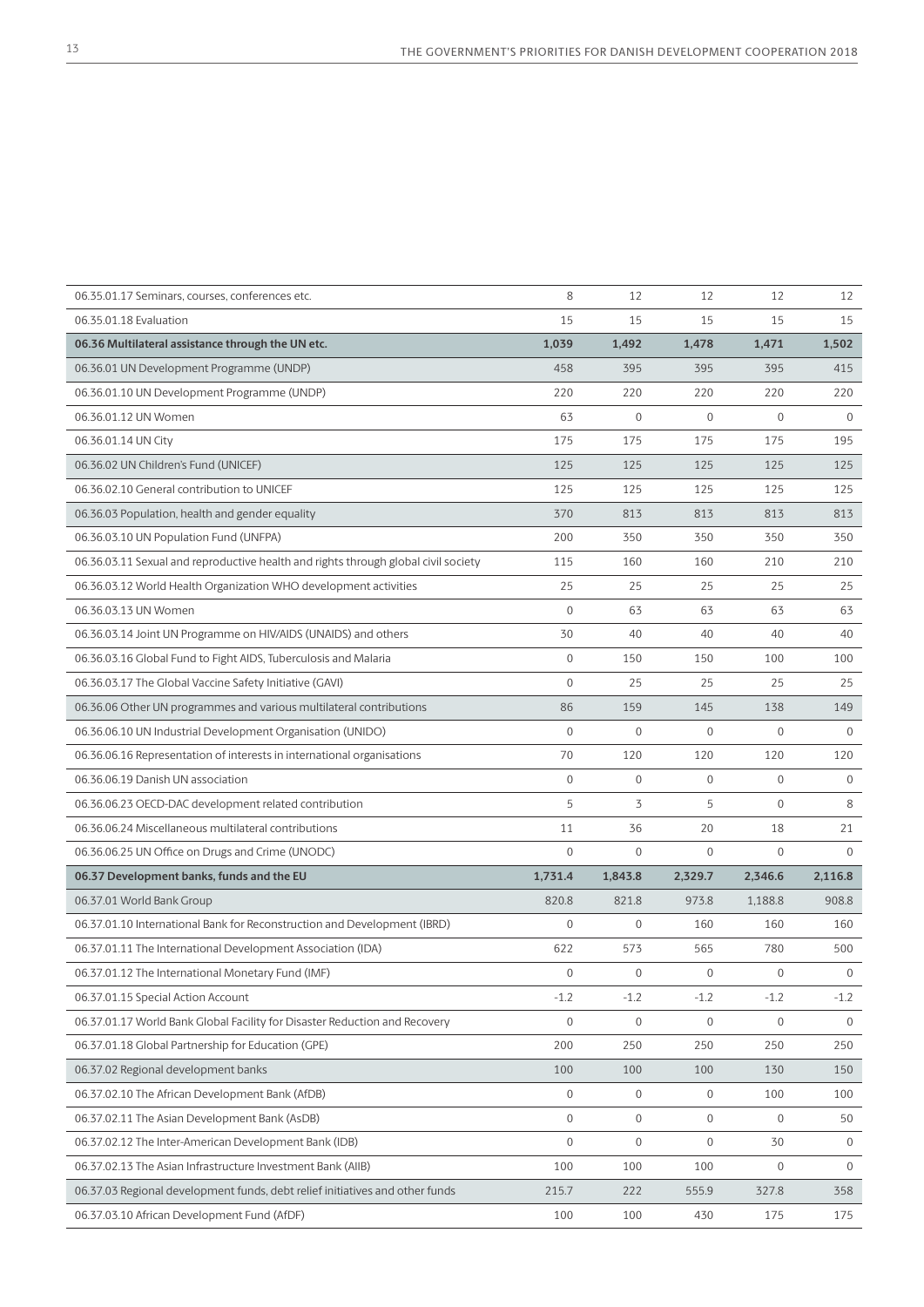| | | | | | |
|---|---|---|---|---|---|
| 06.35.01.17 Seminars, courses, conferences etc. | 8 | 12 | 12 | 12 | 12 |
| 06.35.01.18 Evaluation | 15 | 15 | 15 | 15 | 15 |
| **06.36 Multilateral assistance through the UN etc.** | **1,039** | **1,492** | **1,478** | **1,471** | **1,502** |
| 06.36.01 UN Development Programme (UNDP) | 458 | 395 | 395 | 395 | 415 |
| 06.36.01.10 UN Development Programme (UNDP) | 220 | 220 | 220 | 220 | 220 |
| 06.36.01.12 UN Women | 63 | 0 | 0 | 0 | 0 |
| 06.36.01.14 UN City | 175 | 175 | 175 | 175 | 195 |
| 06.36.02 UN Children's Fund (UNICEF) | 125 | 125 | 125 | 125 | 125 |
| 06.36.02.10 General contribution to UNICEF | 125 | 125 | 125 | 125 | 125 |
| 06.36.03 Population, health and gender equality | 370 | 813 | 813 | 813 | 813 |
| 06.36.03.10 UN Population Fund (UNFPA) | 200 | 350 | 350 | 350 | 350 |
| 06.36.03.11 Sexual and reproductive health and rights through global civil society | 115 | 160 | 160 | 210 | 210 |
| 06.36.03.12 World Health Organization WHO development activities | 25 | 25 | 25 | 25 | 25 |
| 06.36.03.13 UN Women | 0 | 63 | 63 | 63 | 63 |
| 06.36.03.14 Joint UN Programme on HIV/AIDS (UNAIDS) and others | 30 | 40 | 40 | 40 | 40 |
| 06.36.03.16 Global Fund to Fight AIDS, Tuberculosis and Malaria | 0 | 150 | 150 | 100 | 100 |
| 06.36.03.17 The Global Vaccine Safety Initiative (GAVI) | 0 | 25 | 25 | 25 | 25 |
| 06.36.06 Other UN programmes and various multilateral contributions | 86 | 159 | 145 | 138 | 149 |
| 06.36.06.10 UN Industrial Development Organisation (UNIDO) | 0 | 0 | 0 | 0 | 0 |
| 06.36.06.16 Representation of interests in international organisations | 70 | 120 | 120 | 120 | 120 |
| 06.36.06.19 Danish UN association | 0 | 0 | 0 | 0 | 0 |
| 06.36.06.23 OECD-DAC development related contribution | 5 | 3 | 5 | 0 | 8 |
| 06.36.06.24 Miscellaneous multilateral contributions | 11 | 36 | 20 | 18 | 21 |
| 06.36.06.25 UN Office on Drugs and Crime (UNODC) | 0 | 0 | 0 | 0 | 0 |
| **06.37 Development banks, funds and the EU** | **1,731.4** | **1,843.8** | **2,329.7** | **2,346.6** | **2,116.8** |
| 06.37.01 World Bank Group | 820.8 | 821.8 | 973.8 | 1,188.8 | 908.8 |
| 06.37.01.10 International Bank for Reconstruction and Development (IBRD) | 0 | 0 | 160 | 160 | 160 |
| 06.37.01.11 The International Development Association (IDA) | 622 | 573 | 565 | 780 | 500 |
| 06.37.01.12 The International Monetary Fund (IMF) | 0 | 0 | 0 | 0 | 0 |
| 06.37.01.15 Special Action Account | -1.2 | -1.2 | -1.2 | -1.2 | -1.2 |
| 06.37.01.17 World Bank Global Facility for Disaster Reduction and Recovery | 0 | 0 | 0 | 0 | 0 |
| 06.37.01.18 Global Partnership for Education (GPE) | 200 | 250 | 250 | 250 | 250 |
| 06.37.02 Regional development banks | 100 | 100 | 100 | 130 | 150 |
| 06.37.02.10 The African Development Bank (AfDB) | 0 | 0 | 0 | 100 | 100 |
| 06.37.02.11 The Asian Development Bank (AsDB) | 0 | 0 | 0 | 0 | 50 |
| 06.37.02.12 The Inter-American Development Bank (IDB) | 0 | 0 | 0 | 30 | 0 |
| 06.37.02.13 The Asian Infrastructure Investment Bank (AIIB) | 100 | 100 | 100 | 0 | 0 |
| 06.37.03 Regional development funds, debt relief initiatives and other funds | 215.7 | 222 | 555.9 | 327.8 | 358 |
| 06.37.03.10 African Development Fund (AfDF) | 100 | 100 | 430 | 175 | 175 |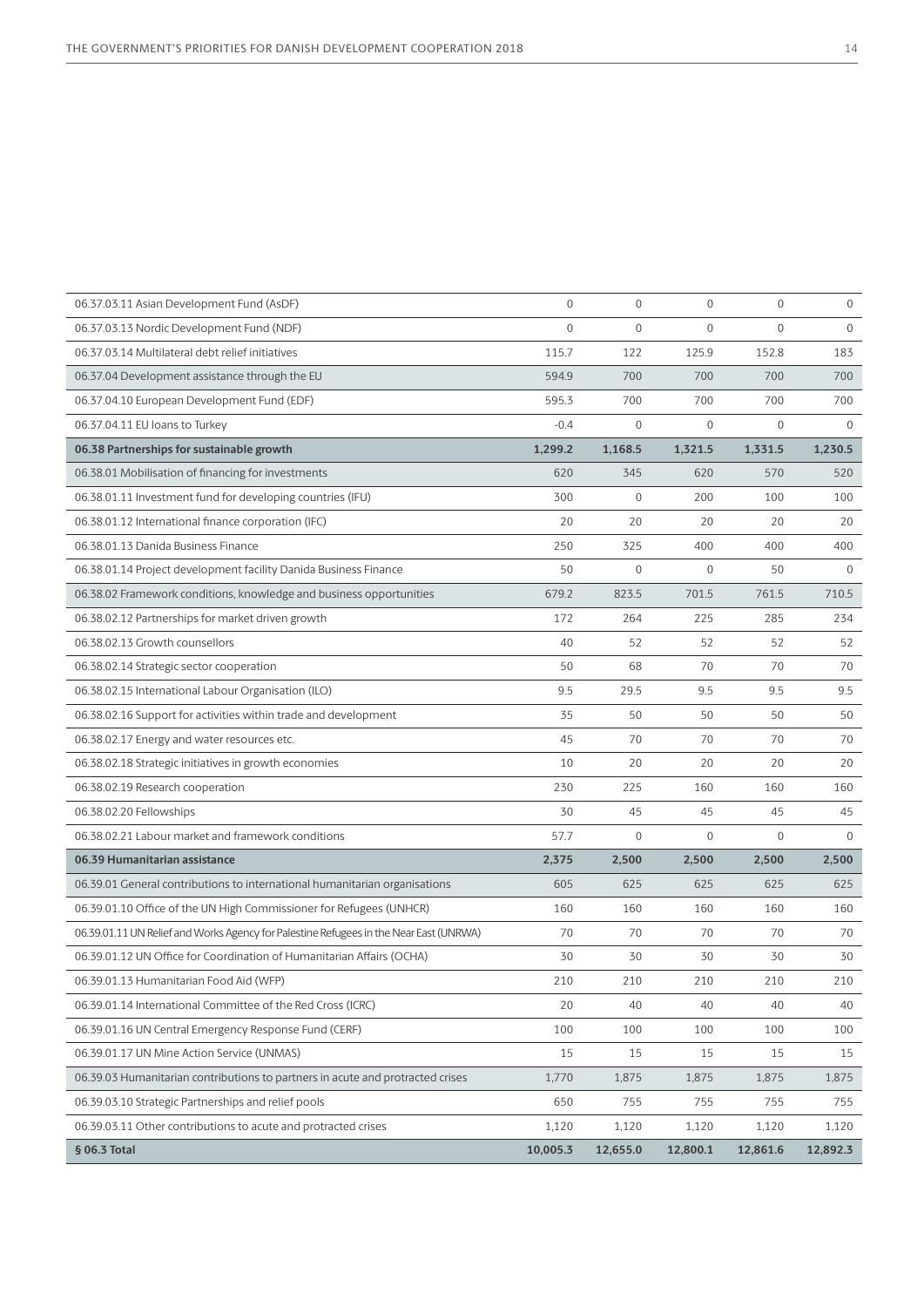| | | | | | |
|---|---|---|---|---|---|
| 06.37.03.11 Asian Development Fund (AsDF) | 0 | 0 | 0 | 0 | 0 |
| 06.37.03.13 Nordic Development Fund (NDF) | 0 | 0 | 0 | 0 | 0 |
| 06.37.03.14 Multilateral debt relief initiatives | 115.7 | 122 | 125.9 | 152.8 | 183 |
| 06.37.04 Development assistance through the EU | 594.9 | 700 | 700 | 700 | 700 |
| 06.37.04.10 European Development Fund (EDF) | 595.3 | 700 | 700 | 700 | 700 |
| 06.37.04.11 EU loans to Turkey | -0.4 | 0 | 0 | 0 | 0 |
| **06.38 Partnerships for sustainable growth** | **1,299.2** | **1,168.5** | **1,321.5** | **1,331.5** | **1,230.5** |
| 06.38.01 Mobilisation of financing for investments | 620 | 345 | 620 | 570 | 520 |
| 06.38.01.11 Investment fund for developing countries (IFU) | 300 | 0 | 200 | 100 | 100 |
| 06.38.01.12 International finance corporation (IFC) | 20 | 20 | 20 | 20 | 20 |
| 06.38.01.13 Danida Business Finance | 250 | 325 | 400 | 400 | 400 |
| 06.38.01.14 Project development facility Danida Business Finance | 50 | 0 | 0 | 50 | 0 |
| 06.38.02 Framework conditions, knowledge and business opportunities | 679.2 | 823.5 | 701.5 | 761.5 | 710.5 |
| 06.38.02.12 Partnerships for market driven growth | 172 | 264 | 225 | 285 | 234 |
| 06.38.02.13 Growth counsellors | 40 | 52 | 52 | 52 | 52 |
| 06.38.02.14 Strategic sector cooperation | 50 | 68 | 70 | 70 | 70 |
| 06.38.02.15 International Labour Organisation (ILO) | 9.5 | 29.5 | 9.5 | 9.5 | 9.5 |
| 06.38.02.16 Support for activities within trade and development | 35 | 50 | 50 | 50 | 50 |
| 06.38.02.17 Energy and water resources etc. | 45 | 70 | 70 | 70 | 70 |
| 06.38.02.18 Strategic initiatives in growth economies | 10 | 20 | 20 | 20 | 20 |
| 06.38.02.19 Research cooperation | 230 | 225 | 160 | 160 | 160 |
| 06.38.02.20 Fellowships | 30 | 45 | 45 | 45 | 45 |
| 06.38.02.21 Labour market and framework conditions | 57.7 | 0 | 0 | 0 | 0 |
| **06.39 Humanitarian assistance** | **2,375** | **2,500** | **2,500** | **2,500** | **2,500** |
| 06.39.01 General contributions to international humanitarian organisations | 605 | 625 | 625 | 625 | 625 |
| 06.39.01.10 Office of the UN High Commissioner for Refugees (UNHCR) | 160 | 160 | 160 | 160 | 160 |
| 06.39.01.11 UN Relief and Works Agency for Palestine Refugees in the Near East (UNRWA) | 70 | 70 | 70 | 70 | 70 |
| 06.39.01.12 UN Office for Coordination of Humanitarian Affairs (OCHA) | 30 | 30 | 30 | 30 | 30 |
| 06.39.01.13 Humanitarian Food Aid (WFP) | 210 | 210 | 210 | 210 | 210 |
| 06.39.01.14 International Committee of the Red Cross (ICRC) | 20 | 40 | 40 | 40 | 40 |
| 06.39.01.16 UN Central Emergency Response Fund (CERF) | 100 | 100 | 100 | 100 | 100 |
| 06.39.01.17 UN Mine Action Service (UNMAS) | 15 | 15 | 15 | 15 | 15 |
| 06.39.03 Humanitarian contributions to partners in acute and protracted crises | 1,770 | 1,875 | 1,875 | 1,875 | 1,875 |
| 06.39.03.10 Strategic Partnerships and relief pools | 650 | 755 | 755 | 755 | 755 |
| 06.39.03.11 Other contributions to acute and protracted crises | 1,120 | 1,120 | 1,120 | 1,120 | 1,120 |
| **§ 06.3 Total** | **10,005.3** | **12,655.0** | **12,800.1** | **12,861.6** | **12,892.3** |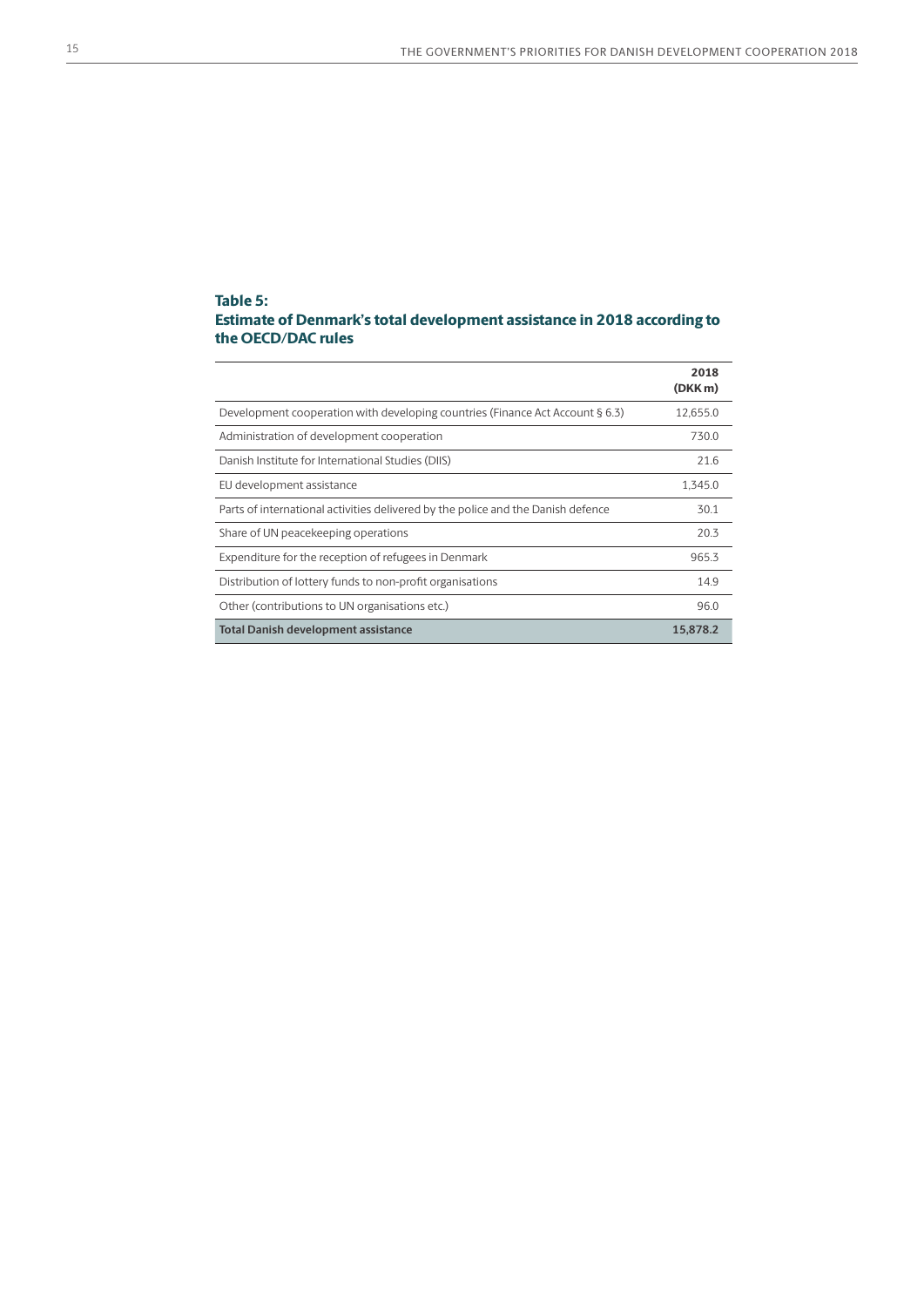### Table 5:
### Estimate of Denmark's total development assistance in 2018 according to the OECD/DAC rules

| | 2018 (DKK m) |
|---|---|
| Development cooperation with developing countries (Finance Act Account § 6.3) | 12,655.0 |
| Administration of development cooperation | 730.0 |
| Danish Institute for International Studies (DIIS) | 21.6 |
| EU development assistance | 1,345.0 |
| Parts of international activities delivered by the police and the Danish defence | 30.1 |
| Share of UN peacekeeping operations | 20.3 |
| Expenditure for the reception of refugees in Denmark | 965.3 |
| Distribution of lottery funds to non-profit organisations | 14.9 |
| Other (contributions to UN organisations etc.) | 96.0 |
| **Total Danish development assistance** | **15,878.2** |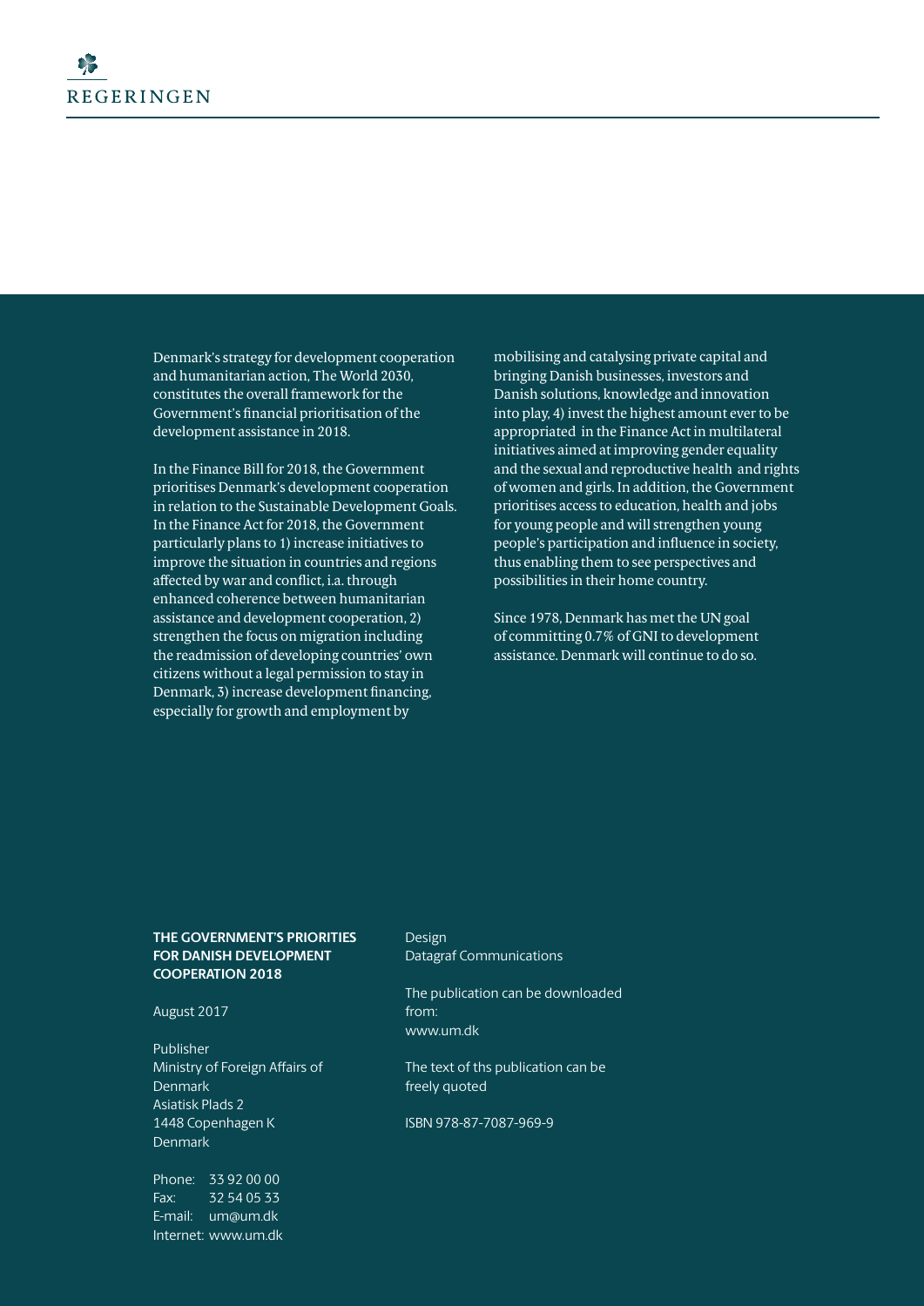REGERINGEN

Denmark's strategy for development cooperation and humanitarian action, The World 2030, constitutes the overall framework for the Government's financial prioritisation of the development assistance in 2018.

In the Finance Bill for 2018, the Government prioritises Denmark's development cooperation in relation to the Sustainable Development Goals. In the Finance Act for 2018, the Government particularly plans to 1) increase initiatives to improve the situation in countries and regions affected by war and conflict, i.a. through enhanced coherence between humanitarian assistance and development cooperation, 2) strengthen the focus on migration including the readmission of developing countries' own citizens without a legal permission to stay in Denmark, 3) increase development financing, especially for growth and employment by mobilising and catalysing private capital and bringing Danish businesses, investors and Danish solutions, knowledge and innovation into play, 4) invest the highest amount ever to be appropriated in the Finance Act in multilateral initiatives aimed at improving gender equality and the sexual and reproductive health and rights of women and girls. In addition, the Government prioritises access to education, health and jobs for young people and will strengthen young people's participation and influence in society, thus enabling them to see perspectives and possibilities in their home country.

Since 1978, Denmark has met the UN goal of committing 0.7% of GNI to development assistance. Denmark will continue to do so.

**THE GOVERNMENT'S PRIORITIES FOR DANISH DEVELOPMENT COOPERATION 2018**

August 2017

Publisher
Ministry of Foreign Affairs of Denmark
Asiatisk Plads 2
1448 Copenhagen K
Denmark

Phone: 33 92 00 00
Fax: 32 54 05 33
E-mail: um@um.dk
Internet: www.um.dk

Design
Datagraf Communications

The publication can be downloaded from:
www.um.dk

The text of ths publication can be freely quoted

ISBN 978-87-7087-969-9